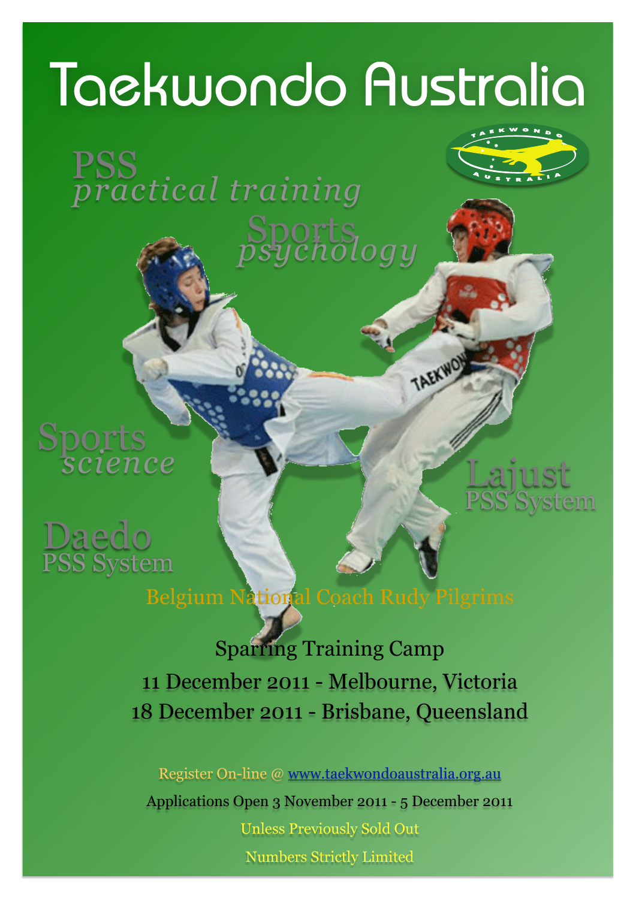# Taekwondo Australia

PSS
*practical training*

Sports
*psychology*

Sports
*science*

Lajust
PSS System

Daedo
PSS System

Belgium National Coach Rudy Pilgrims

Sparring Training Camp

11 December 2011 - Melbourne, Victoria

18 December 2011 - Brisbane, Queensland

Register On-line @ [www.taekwondoaustralia.org.au](http://www.taekwondoaustralia.org.au)

Applications Open 3 November 2011 - 5 December 2011

Unless Previously Sold Out

Numbers Strictly Limited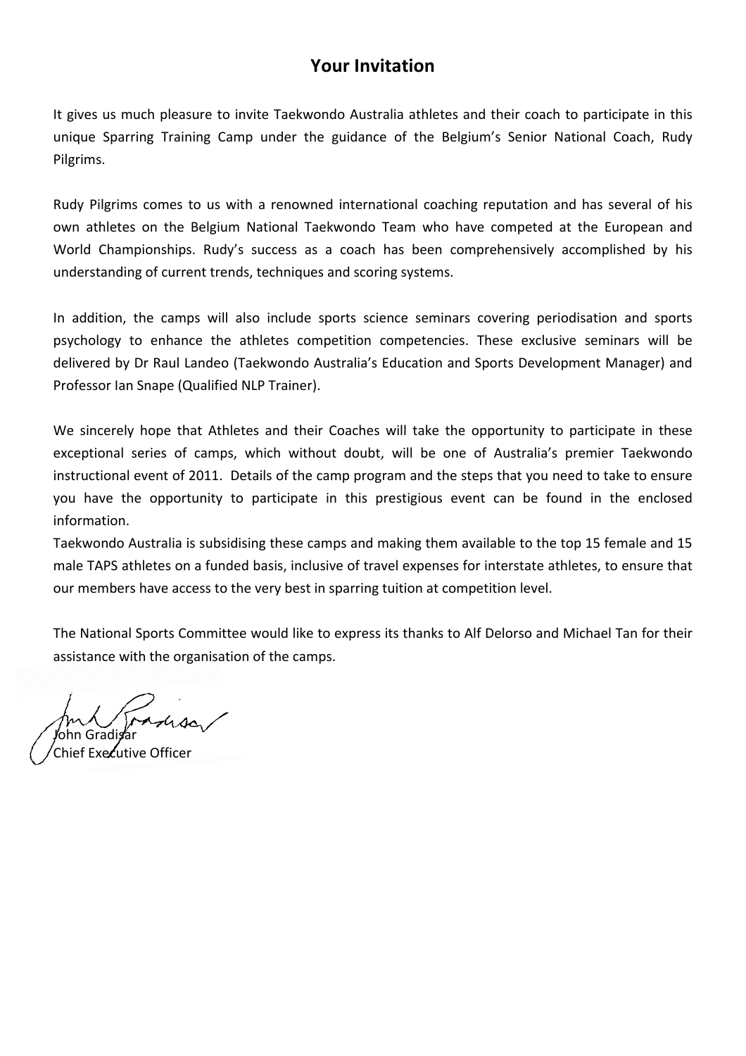## Your Invitation

It gives us much pleasure to invite Taekwondo Australia athletes and their coach to participate in this unique Sparring Training Camp under the guidance of the Belgium's Senior National Coach, Rudy Pilgrims.

Rudy Pilgrims comes to us with a renowned international coaching reputation and has several of his own athletes on the Belgium National Taekwondo Team who have competed at the European and World Championships. Rudy's success as a coach has been comprehensively accomplished by his understanding of current trends, techniques and scoring systems.

In addition, the camps will also include sports science seminars covering periodisation and sports psychology to enhance the athletes competition competencies. These exclusive seminars will be delivered by Dr Raul Landeo (Taekwondo Australia's Education and Sports Development Manager) and Professor Ian Snape (Qualified NLP Trainer).

We sincerely hope that Athletes and their Coaches will take the opportunity to participate in these exceptional series of camps, which without doubt, will be one of Australia's premier Taekwondo instructional event of 2011. Details of the camp program and the steps that you need to take to ensure you have the opportunity to participate in this prestigious event can be found in the enclosed information.

Taekwondo Australia is subsidising these camps and making them available to the top 15 female and 15 male TAPS athletes on a funded basis, inclusive of travel expenses for interstate athletes, to ensure that our members have access to the very best in sparring tuition at competition level.

The National Sports Committee would like to express its thanks to Alf Delorso and Michael Tan for their assistance with the organisation of the camps.

John Gradisar
Chief Executive Officer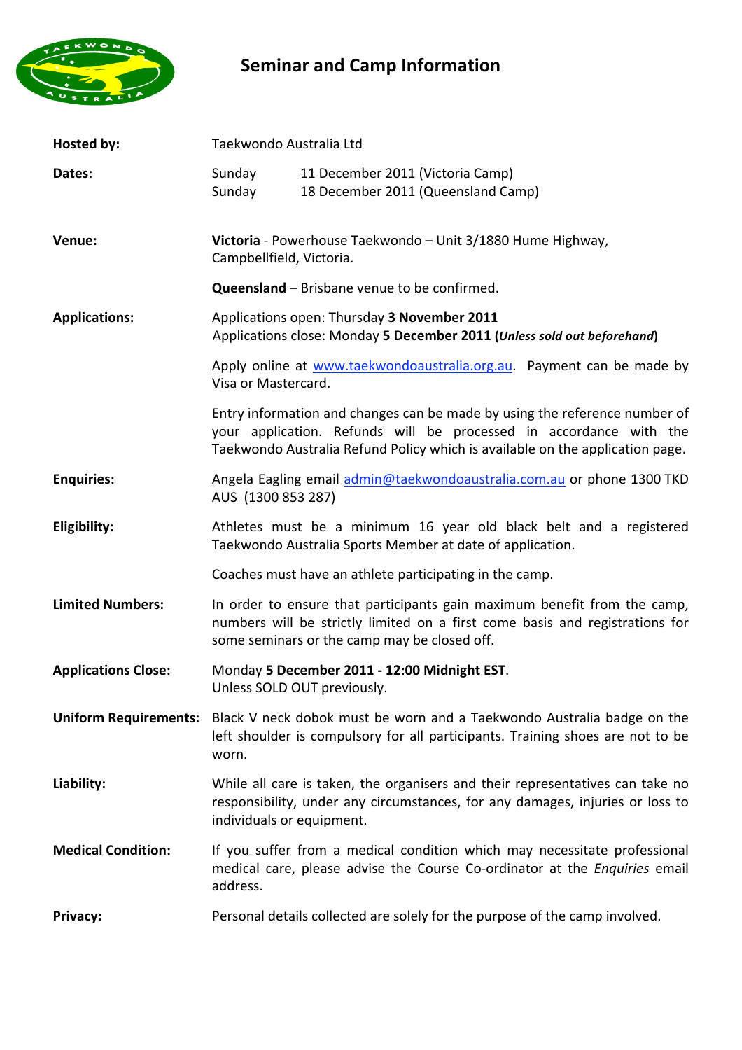# Seminar and Camp Information

**Hosted by:** Taekwondo Australia Ltd

**Dates:**
Sunday 11 December 2011 (Victoria Camp)
Sunday 18 December 2011 (Queensland Camp)

**Venue:**
**Victoria** - Powerhouse Taekwondo – Unit 3/1880 Hume Highway, Campbellfield, Victoria.

**Queensland** – Brisbane venue to be confirmed.

**Applications:**
Applications open: Thursday **3 November 2011**
Applications close: Monday **5 December 2011 (*Unless sold out beforehand*)**

Apply online at www.taekwondoaustralia.org.au. Payment can be made by Visa or Mastercard.

Entry information and changes can be made by using the reference number of your application. Refunds will be processed in accordance with the Taekwondo Australia Refund Policy which is available on the application page.

**Enquiries:** Angela Eagling email admin@taekwondoaustralia.com.au or phone 1300 TKD AUS (1300 853 287)

**Eligibility:** Athletes must be a minimum 16 year old black belt and a registered Taekwondo Australia Sports Member at date of application.

Coaches must have an athlete participating in the camp.

**Limited Numbers:** In order to ensure that participants gain maximum benefit from the camp, numbers will be strictly limited on a first come basis and registrations for some seminars or the camp may be closed off.

**Applications Close:** Monday **5 December 2011 - 12:00 Midnight EST**.
Unless SOLD OUT previously.

**Uniform Requirements:** Black V neck dobok must be worn and a Taekwondo Australia badge on the left shoulder is compulsory for all participants. Training shoes are not to be worn.

**Liability:** While all care is taken, the organisers and their representatives can take no responsibility, under any circumstances, for any damages, injuries or loss to individuals or equipment.

**Medical Condition:** If you suffer from a medical condition which may necessitate professional medical care, please advise the Course Co-ordinator at the *Enquiries* email address.

**Privacy:** Personal details collected are solely for the purpose of the camp involved.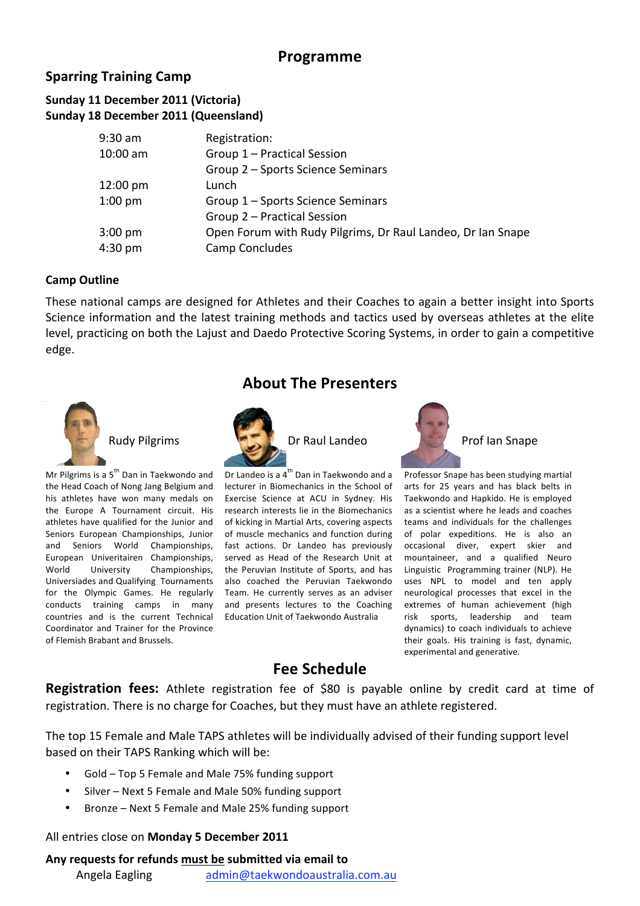# Programme

## Sparring Training Camp

**Sunday 11 December 2011 (Victoria)**
**Sunday 18 December 2011 (Queensland)**

| | |
|---|---|
| 9:30 am | Registration: |
| 10:00 am | Group 1 – Practical Session |
| | Group 2 – Sports Science Seminars |
| 12:00 pm | Lunch |
| 1:00 pm | Group 1 – Sports Science Seminars |
| | Group 2 – Practical Session |
| 3:00 pm | Open Forum with Rudy Pilgrims, Dr Raul Landeo, Dr Ian Snape |
| 4:30 pm | Camp Concludes |

### Camp Outline

These national camps are designed for Athletes and their Coaches to again a better insight into Sports Science information and the latest training methods and tactics used by overseas athletes at the elite level, practicing on both the Lajust and Daedo Protective Scoring Systems, in order to gain a competitive edge.

## About The Presenters

**Rudy Pilgrims**

Mr Pilgrims is a 5th Dan in Taekwondo and the Head Coach of Nong Jang Belgium and his athletes have won many medals on the Europe A Tournament circuit. His athletes have qualified for the Junior and Seniors European Championships, Junior and Seniors World Championships, European Univeritairen Championships, World University Championships, Universiades and Qualifying Tournaments for the Olympic Games. He regularly conducts training camps in many countries and is the current Technical Coordinator and Trainer for the Province of Flemish Brabant and Brussels.

**Dr Raul Landeo**

Dr Landeo is a 4th Dan in Taekwondo and a lecturer in Biomechanics in the School of Exercise Science at ACU in Sydney. His research interests lie in the Biomechanics of kicking in Martial Arts, covering aspects of muscle mechanics and function during fast actions. Dr Landeo has previously served as Head of the Research Unit at the Peruvian Institute of Sports, and has also coached the Peruvian Taekwondo Team. He currently serves as an adviser and presents lectures to the Coaching Education Unit of Taekwondo Australia

**Prof Ian Snape**

Professor Snape has been studying martial arts for 25 years and has black belts in Taekwondo and Hapkido. He is employed as a scientist where he leads and coaches teams and individuals for the challenges of polar expeditions. He is also an occasional diver, expert skier and mountaineer, and a qualified Neuro Linguistic Programming trainer (NLP). He uses NPL to model and ten apply neurological processes that excel in the extremes of human achievement (high risk sports, leadership and team dynamics) to coach individuals to achieve their goals. His training is fast, dynamic, experimental and generative.

## Fee Schedule

**Registration fees:** Athlete registration fee of $80 is payable online by credit card at time of registration. There is no charge for Coaches, but they must have an athlete registered.

The top 15 Female and Male TAPS athletes will be individually advised of their funding support level based on their TAPS Ranking which will be:

- Gold – Top 5 Female and Male 75% funding support
- Silver – Next 5 Female and Male 50% funding support
- Bronze – Next 5 Female and Male 25% funding support

All entries close on **Monday 5 December 2011**

**Any requests for refunds <u>must be</u> submitted via email to**
Angela Eagling admin@taekwondoaustralia.com.au